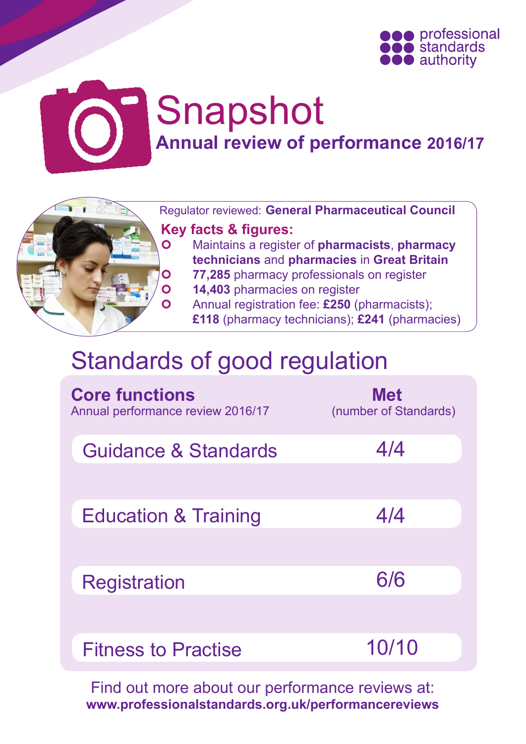professional standards authority

# Snapshot

## Annual review of performance 2016/17

Regulator reviewed: **General Pharmaceutical Council**

**Key facts & figures:**

- Maintains a register of **pharmacists**, **pharmacy technicians** and **pharmacies** in **Great Britain**
- **77,285** pharmacy professionals on register
- **14,403** pharmacies on register
- Annual registration fee: **£250** (pharmacists); **£118** (pharmacy technicians); **£241** (pharmacies)

## Standards of good regulation

| **Core functions** Annual performance review 2016/17 | **Met** (number of Standards) |
|---|---|
| Guidance & Standards | 4/4 |
| Education & Training | 4/4 |
| Registration | 6/6 |
| Fitness to Practise | 10/10 |

Find out more about our performance reviews at:
**www.professionalstandards.org.uk/performancereviews**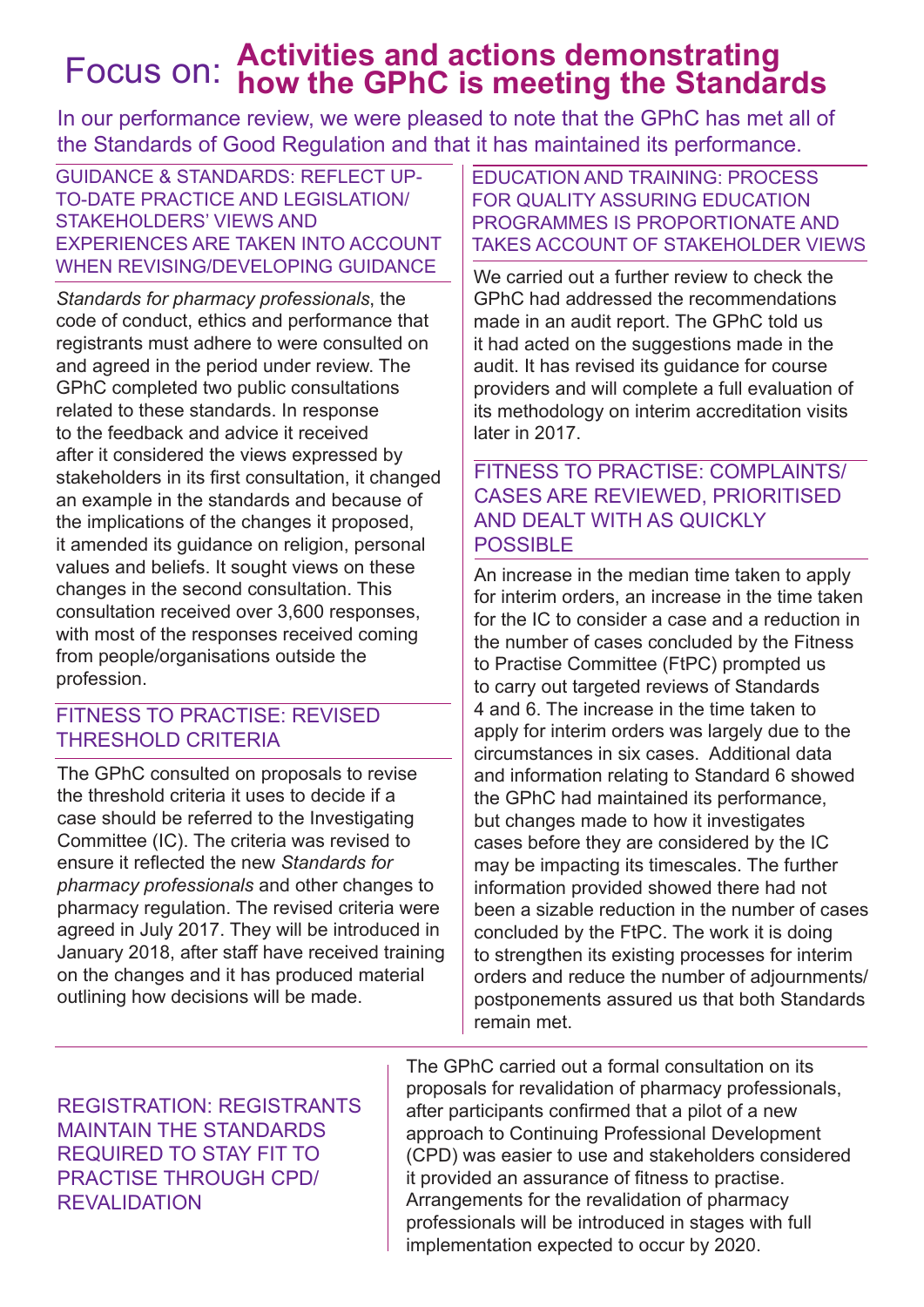# Focus on: Activities and actions demonstrating how the GPhC is meeting the Standards

In our performance review, we were pleased to note that the GPhC has met all of the Standards of Good Regulation and that it has maintained its performance.

## GUIDANCE & STANDARDS: REFLECT UP-TO-DATE PRACTICE AND LEGISLATION/ STAKEHOLDERS' VIEWS AND EXPERIENCES ARE TAKEN INTO ACCOUNT WHEN REVISING/DEVELOPING GUIDANCE

*Standards for pharmacy professionals*, the code of conduct, ethics and performance that registrants must adhere to were consulted on and agreed in the period under review. The GPhC completed two public consultations related to these standards. In response to the feedback and advice it received after it considered the views expressed by stakeholders in its first consultation, it changed an example in the standards and because of the implications of the changes it proposed, it amended its guidance on religion, personal values and beliefs. It sought views on these changes in the second consultation. This consultation received over 3,600 responses, with most of the responses received coming from people/organisations outside the profession.

## FITNESS TO PRACTISE: REVISED THRESHOLD CRITERIA

The GPhC consulted on proposals to revise the threshold criteria it uses to decide if a case should be referred to the Investigating Committee (IC). The criteria was revised to ensure it reflected the new *Standards for pharmacy professionals* and other changes to pharmacy regulation. The revised criteria were agreed in July 2017. They will be introduced in January 2018, after staff have received training on the changes and it has produced material outlining how decisions will be made.

## EDUCATION AND TRAINING: PROCESS FOR QUALITY ASSURING EDUCATION PROGRAMMES IS PROPORTIONATE AND TAKES ACCOUNT OF STAKEHOLDER VIEWS

We carried out a further review to check the GPhC had addressed the recommendations made in an audit report. The GPhC told us it had acted on the suggestions made in the audit. It has revised its guidance for course providers and will complete a full evaluation of its methodology on interim accreditation visits later in 2017.

## FITNESS TO PRACTISE: COMPLAINTS/ CASES ARE REVIEWED, PRIORITISED AND DEALT WITH AS QUICKLY POSSIBLE

An increase in the median time taken to apply for interim orders, an increase in the time taken for the IC to consider a case and a reduction in the number of cases concluded by the Fitness to Practise Committee (FtPC) prompted us to carry out targeted reviews of Standards 4 and 6. The increase in the time taken to apply for interim orders was largely due to the circumstances in six cases. Additional data and information relating to Standard 6 showed the GPhC had maintained its performance, but changes made to how it investigates cases before they are considered by the IC may be impacting its timescales. The further information provided showed there had not been a sizable reduction in the number of cases concluded by the FtPC. The work it is doing to strengthen its existing processes for interim orders and reduce the number of adjournments/ postponements assured us that both Standards remain met.

## REGISTRATION: REGISTRANTS MAINTAIN THE STANDARDS REQUIRED TO STAY FIT TO PRACTISE THROUGH CPD/ REVALIDATION

The GPhC carried out a formal consultation on its proposals for revalidation of pharmacy professionals, after participants confirmed that a pilot of a new approach to Continuing Professional Development (CPD) was easier to use and stakeholders considered it provided an assurance of fitness to practise. Arrangements for the revalidation of pharmacy professionals will be introduced in stages with full implementation expected to occur by 2020.